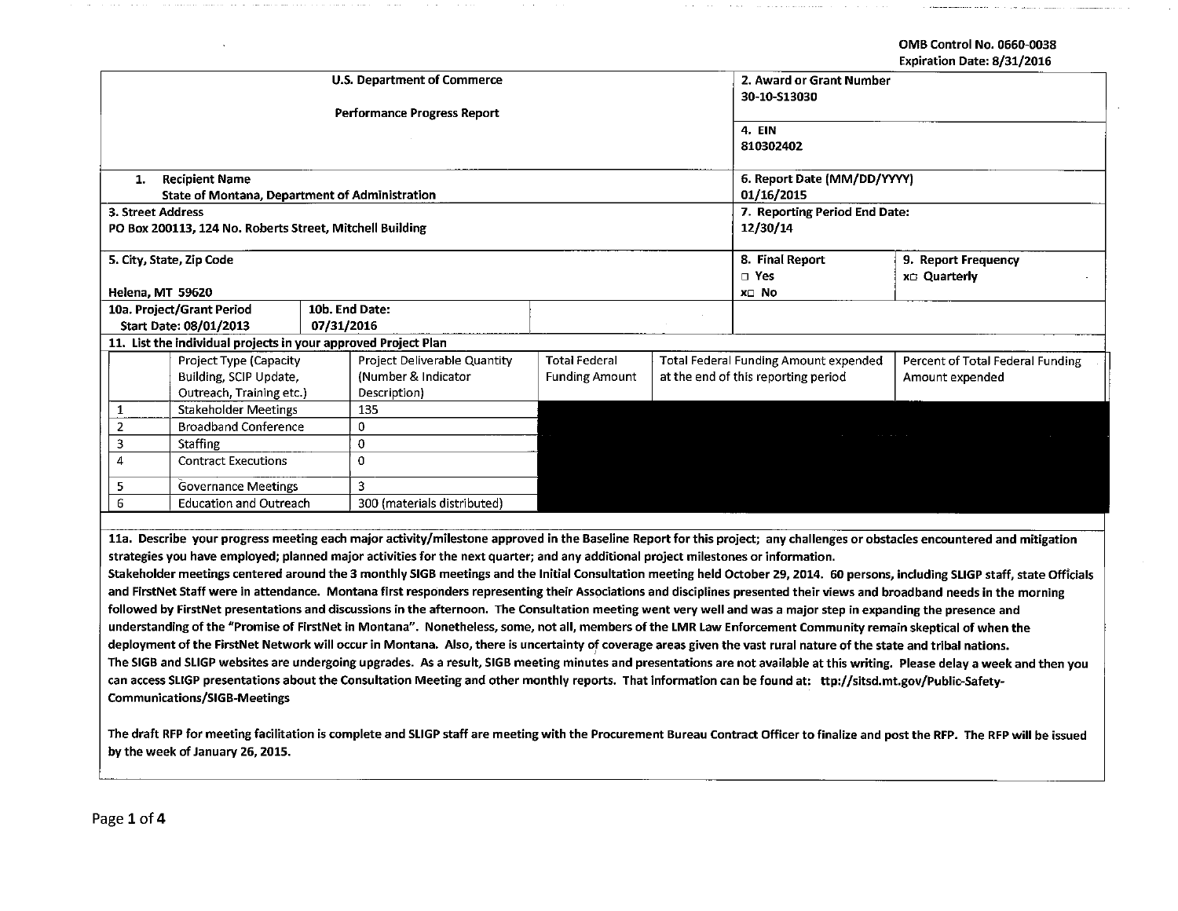OMB Control No. 0660-0038
Expiration Date: 8/31/2016

| U.S. Department of Commerce<br><br>Performance Progress Report | 2. Award or Grant Number<br>30-10-S13030 | |
|---|---|---|
| | 4. EIN<br>810302402 | |
| 1. Recipient Name<br>State of Montana, Department of Administration | 6. Report Date (MM/DD/YYYY)<br>01/16/2015 | |
| 3. Street Address<br>PO Box 200113, 124 No. Roberts Street, Mitchell Building | 7. Reporting Period End Date:<br>12/30/14 | |
| 5. City, State, Zip Code<br><br>Helena, MT 59620 | 8. Final Report<br>□ Yes<br>x□ No | 9. Report Frequency<br>x□ Quarterly |
| 10a. Project/Grant Period Start Date: 08/01/2013 — 10b. End Date: 07/31/2016 | | |

**11. List the individual projects in your approved Project Plan**

| | Project Type (Capacity Building, SCIP Update, Outreach, Training etc.) | Project Deliverable Quantity (Number & Indicator Description) | Total Federal Funding Amount | Total Federal Funding Amount expended at the end of this reporting period | Percent of Total Federal Funding Amount expended |
|---|---|---|---|---|---|
| 1 | Stakeholder Meetings | 135 | | | |
| 2 | Broadband Conference | 0 | | | |
| 3 | Staffing | 0 | | | |
| 4 | Contract Executions | 0 | | | |
| 5 | Governance Meetings | 3 | | | |
| 6 | Education and Outreach | 300 (materials distributed) | | | |

**11a. Describe your progress meeting each major activity/milestone approved in the Baseline Report for this project; any challenges or obstacles encountered and mitigation strategies you have employed; planned major activities for the next quarter; and any additional project milestones or information.**

Stakeholder meetings centered around the 3 monthly SIGB meetings and the Initial Consultation meeting held October 29, 2014. 60 persons, including SLIGP staff, state Officials and FirstNet Staff were in attendance. Montana first responders representing their Associations and disciplines presented their views and broadband needs in the morning followed by FirstNet presentations and discussions in the afternoon. The Consultation meeting went very well and was a major step in expanding the presence and understanding of the "Promise of FirstNet in Montana". Nonetheless, some, not all, members of the LMR Law Enforcement Community remain skeptical of when the deployment of the FirstNet Network will occur in Montana. Also, there is uncertainty of coverage areas given the vast rural nature of the state and tribal nations.

The SIGB and SLIGP websites are undergoing upgrades. As a result, SIGB meeting minutes and presentations are not available at this writing. Please delay a week and then you can access SLIGP presentations about the Consultation Meeting and other monthly reports. That information can be found at: ttp://sitsd.mt.gov/Public-Safety-Communications/SIGB-Meetings

The draft RFP for meeting facilitation is complete and SLIGP staff are meeting with the Procurement Bureau Contract Officer to finalize and post the RFP. The RFP will be issued by the week of January 26, 2015.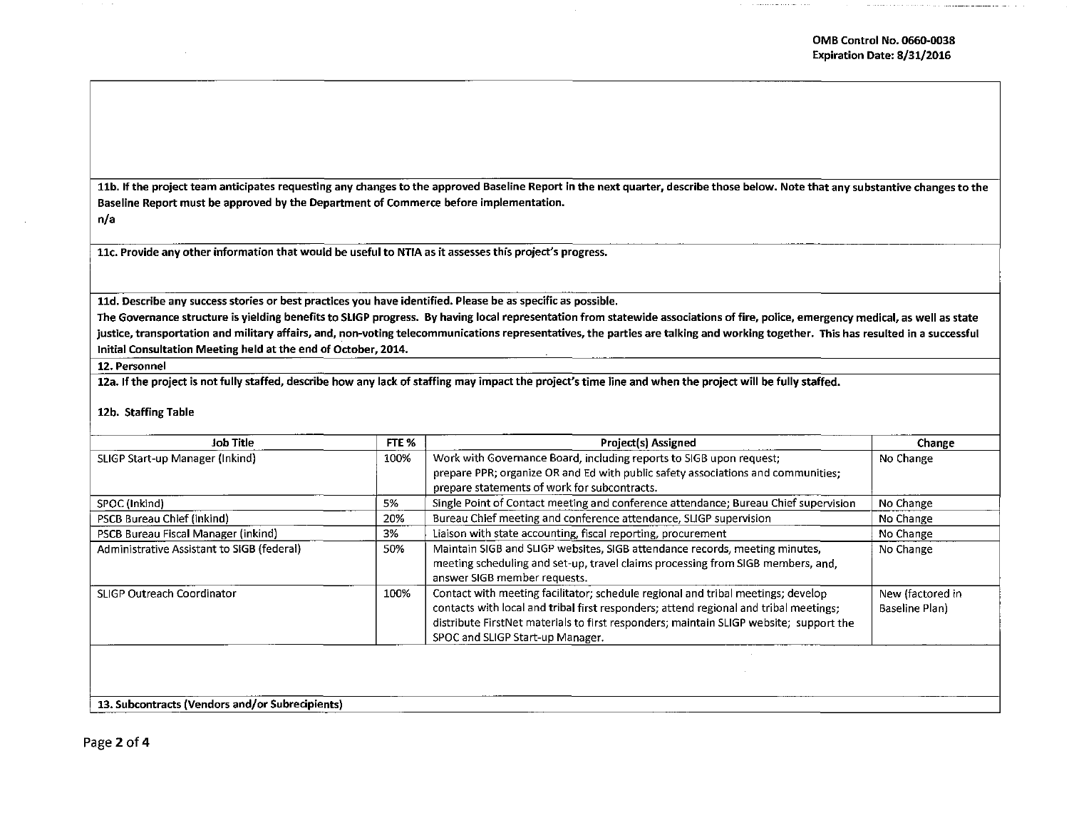**11b. If the project team anticipates requesting any changes to the approved Baseline Report in the next quarter, describe those below. Note that any substantive changes to the Baseline Report must be approved by the Department of Commerce before implementation.**

n/a

**11c. Provide any other information that would be useful to NTIA as it assesses this project's progress.**

**11d. Describe any success stories or best practices you have identified. Please be as specific as possible.**

The Governance structure is yielding benefits to SLIGP progress. By having local representation from statewide associations of fire, police, emergency medical, as well as state justice, transportation and military affairs, and, non-voting telecommunications representatives, the parties are talking and working together. This has resulted in a successful Initial Consultation Meeting held at the end of October, 2014.

**12. Personnel**

**12a. If the project is not fully staffed, describe how any lack of staffing may impact the project's time line and when the project will be fully staffed.**

**12b. Staffing Table**

| Job Title | FTE % | Project(s) Assigned | Change |
|---|---|---|---|
| SLIGP Start-up Manager (Inkind) | 100% | Work with Governance Board, including reports to SIGB upon request; prepare PPR; organize OR and Ed with public safety associations and communities; prepare statements of work for subcontracts. | No Change |
| SPOC (Inkind) | 5% | Single Point of Contact meeting and conference attendance; Bureau Chief supervision | No Change |
| PSCB Bureau Chief (inkind) | 20% | Bureau Chief meeting and conference attendance, SLIGP supervision | No Change |
| PSCB Bureau Fiscal Manager (inkind) | 3% | Liaison with state accounting, fiscal reporting, procurement | No Change |
| Administrative Assistant to SIGB (federal) | 50% | Maintain SIGB and SLIGP websites, SIGB attendance records, meeting minutes, meeting scheduling and set-up, travel claims processing from SIGB members, and, answer SIGB member requests. | No Change |
| SLIGP Outreach Coordinator | 100% | Contact with meeting facilitator; schedule regional and tribal meetings; develop contacts with local and tribal first responders; attend regional and tribal meetings; distribute FirstNet materials to first responders; maintain SLIGP website; support the SPOC and SLIGP Start-up Manager. | New (factored in Baseline Plan) |

**13. Subcontracts (Vendors and/or Subrecipients)**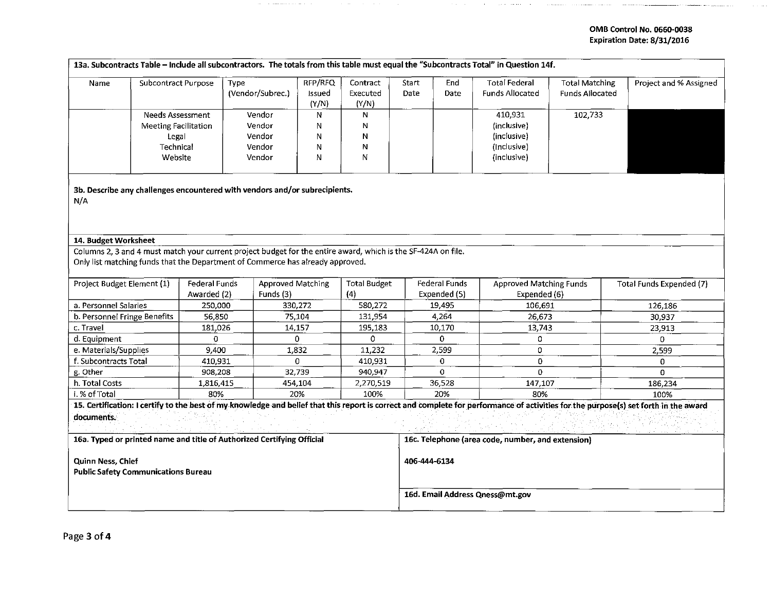**13a. Subcontracts Table – Include all subcontractors. The totals from this table must equal the "Subcontracts Total" in Question 14f.**

| Name | Subcontract Purpose | Type (Vendor/Subrec.) | RFP/RFQ Issued (Y/N) | Contract Executed (Y/N) | Start Date | End Date | Total Federal Funds Allocated | Total Matching Funds Allocated | Project and % Assigned |
|---|---|---|---|---|---|---|---|---|---|
| | Needs Assessment | Vendor | N | N | | | 410,931 | 102,733 | |
| | Meeting Facilitation | Vendor | N | N | | | (inclusive) | | |
| | Legal | Vendor | N | N | | | (inclusive) | | |
| | Technical | Vendor | N | N | | | (Inclusive) | | |
| | Website | Vendor | N | N | | | (inclusive) | | |

**3b. Describe any challenges encountered with vendors and/or subrecipients.**

N/A

**14. Budget Worksheet**

Columns 2, 3 and 4 must match your current project budget for the entire award, which is the SF-424A on file.
Only list matching funds that the Department of Commerce has already approved.

| Project Budget Element (1) | Federal Funds Awarded (2) | Approved Matching Funds (3) | Total Budget (4) | Federal Funds Expended (5) | Approved Matching Funds Expended (6) | Total Funds Expended (7) |
|---|---|---|---|---|---|---|
| a. Personnel Salaries | 250,000 | 330,272 | 580,272 | 19,495 | 106,691 | 126,186 |
| b. Personnel Fringe Benefits | 56,850 | 75,104 | 131,954 | 4,264 | 26,673 | 30,937 |
| c. Travel | 181,026 | 14,157 | 195,183 | 10,170 | 13,743 | 23,913 |
| d. Equipment | 0 | 0 | 0 | 0 | 0 | 0 |
| e. Materials/Supplies | 9,400 | 1,832 | 11,232 | 2,599 | 0 | 2,599 |
| f. Subcontracts Total | 410,931 | 0 | 410,931 | 0 | 0 | 0 |
| g. Other | 908,208 | 32,739 | 940,947 | 0 | 0 | 0 |
| h. Total Costs | 1,816,415 | 454,104 | 2,270,519 | 36,528 | 147,107 | 186,234 |
| i. % of Total | 80% | 20% | 100% | 20% | 80% | 100% |

**15. Certification: I certify to the best of my knowledge and belief that this report is correct and complete for performance of activities for the purpose(s) set forth in the award documents.**

| 16a. Typed or printed name and title of Authorized Certifying Official | 16c. Telephone (area code, number, and extension) |
|---|---|
| **Quinn Ness, Chief**<br>**Public Safety Communications Bureau** | **406-444-6134** |
| | **16d. Email Address Qness@mt.gov** |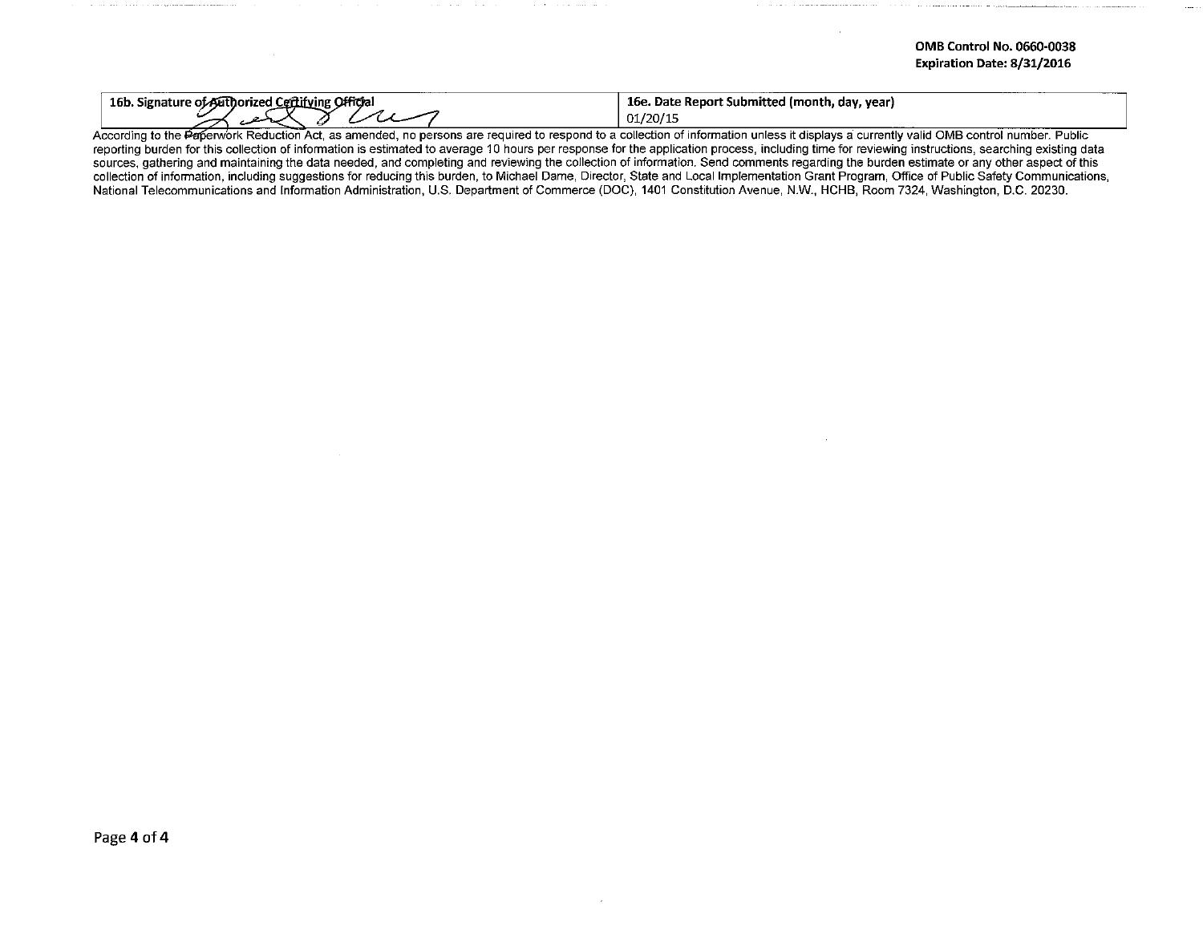OMB Control No. 0660-0038
Expiration Date: 8/31/2016

| 16b. Signature of Authorized Certifying Official | 16e. Date Report Submitted (month, day, year) |
|---|---|
| | 01/20/15 |

According to the Paperwork Reduction Act, as amended, no persons are required to respond to a collection of information unless it displays a currently valid OMB control number. Public reporting burden for this collection of information is estimated to average 10 hours per response for the application process, including time for reviewing instructions, searching existing data sources, gathering and maintaining the data needed, and completing and reviewing the collection of information. Send comments regarding the burden estimate or any other aspect of this collection of information, including suggestions for reducing this burden, to Michael Dame, Director, State and Local Implementation Grant Program, Office of Public Safety Communications, National Telecommunications and Information Administration, U.S. Department of Commerce (DOC), 1401 Constitution Avenue, N.W., HCHB, Room 7324, Washington, D.C. 20230.